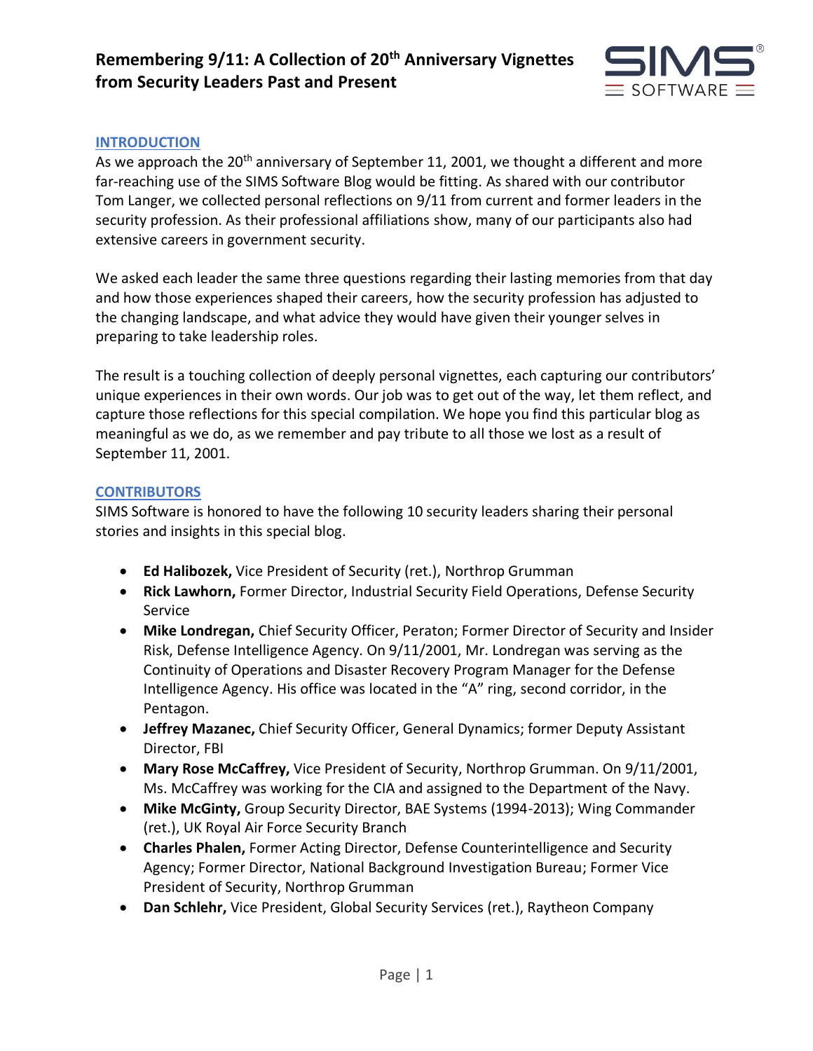# Remembering 9/11: A Collection of 20th Anniversary Vignettes from Security Leaders Past and Present

## INTRODUCTION

As we approach the 20th anniversary of September 11, 2001, we thought a different and more far-reaching use of the SIMS Software Blog would be fitting. As shared with our contributor Tom Langer, we collected personal reflections on 9/11 from current and former leaders in the security profession. As their professional affiliations show, many of our participants also had extensive careers in government security.

We asked each leader the same three questions regarding their lasting memories from that day and how those experiences shaped their careers, how the security profession has adjusted to the changing landscape, and what advice they would have given their younger selves in preparing to take leadership roles.

The result is a touching collection of deeply personal vignettes, each capturing our contributors' unique experiences in their own words. Our job was to get out of the way, let them reflect, and capture those reflections for this special compilation. We hope you find this particular blog as meaningful as we do, as we remember and pay tribute to all those we lost as a result of September 11, 2001.

## CONTRIBUTORS

SIMS Software is honored to have the following 10 security leaders sharing their personal stories and insights in this special blog.

- **Ed Halibozek,** Vice President of Security (ret.), Northrop Grumman
- **Rick Lawhorn,** Former Director, Industrial Security Field Operations, Defense Security Service
- **Mike Londregan,** Chief Security Officer, Peraton; Former Director of Security and Insider Risk, Defense Intelligence Agency. On 9/11/2001, Mr. Londregan was serving as the Continuity of Operations and Disaster Recovery Program Manager for the Defense Intelligence Agency. His office was located in the "A" ring, second corridor, in the Pentagon.
- **Jeffrey Mazanec,** Chief Security Officer, General Dynamics; former Deputy Assistant Director, FBI
- **Mary Rose McCaffrey,** Vice President of Security, Northrop Grumman. On 9/11/2001, Ms. McCaffrey was working for the CIA and assigned to the Department of the Navy.
- **Mike McGinty,** Group Security Director, BAE Systems (1994-2013); Wing Commander (ret.), UK Royal Air Force Security Branch
- **Charles Phalen,** Former Acting Director, Defense Counterintelligence and Security Agency; Former Director, National Background Investigation Bureau; Former Vice President of Security, Northrop Grumman
- **Dan Schlehr,** Vice President, Global Security Services (ret.), Raytheon Company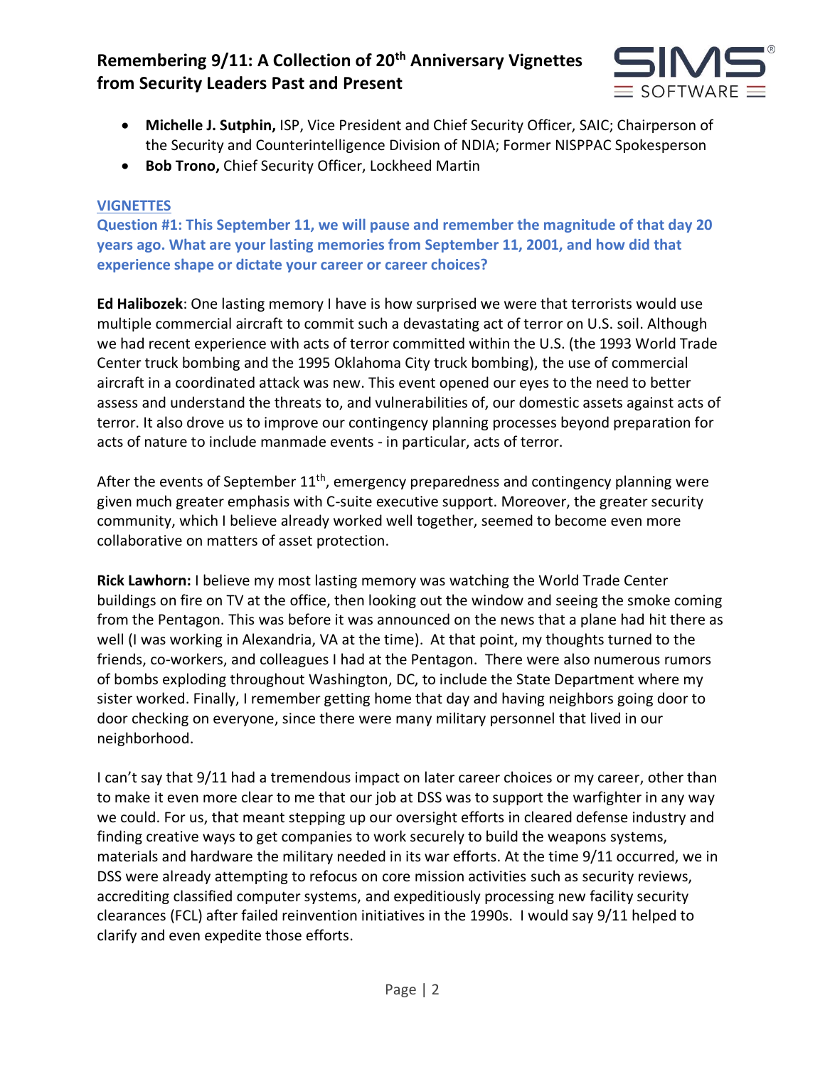- **Michelle J. Sutphin,** ISP, Vice President and Chief Security Officer, SAIC; Chairperson of the Security and Counterintelligence Division of NDIA; Former NISPPAC Spokesperson
- **Bob Trono,** Chief Security Officer, Lockheed Martin

## VIGNETTES

### Question #1: This September 11, we will pause and remember the magnitude of that day 20 years ago. What are your lasting memories from September 11, 2001, and how did that experience shape or dictate your career or career choices?

**Ed Halibozek**: One lasting memory I have is how surprised we were that terrorists would use multiple commercial aircraft to commit such a devastating act of terror on U.S. soil. Although we had recent experience with acts of terror committed within the U.S. (the 1993 World Trade Center truck bombing and the 1995 Oklahoma City truck bombing), the use of commercial aircraft in a coordinated attack was new. This event opened our eyes to the need to better assess and understand the threats to, and vulnerabilities of, our domestic assets against acts of terror. It also drove us to improve our contingency planning processes beyond preparation for acts of nature to include manmade events - in particular, acts of terror.

After the events of September 11th, emergency preparedness and contingency planning were given much greater emphasis with C-suite executive support. Moreover, the greater security community, which I believe already worked well together, seemed to become even more collaborative on matters of asset protection.

**Rick Lawhorn:** I believe my most lasting memory was watching the World Trade Center buildings on fire on TV at the office, then looking out the window and seeing the smoke coming from the Pentagon. This was before it was announced on the news that a plane had hit there as well (I was working in Alexandria, VA at the time). At that point, my thoughts turned to the friends, co-workers, and colleagues I had at the Pentagon. There were also numerous rumors of bombs exploding throughout Washington, DC, to include the State Department where my sister worked. Finally, I remember getting home that day and having neighbors going door to door checking on everyone, since there were many military personnel that lived in our neighborhood.

I can't say that 9/11 had a tremendous impact on later career choices or my career, other than to make it even more clear to me that our job at DSS was to support the warfighter in any way we could. For us, that meant stepping up our oversight efforts in cleared defense industry and finding creative ways to get companies to work securely to build the weapons systems, materials and hardware the military needed in its war efforts. At the time 9/11 occurred, we in DSS were already attempting to refocus on core mission activities such as security reviews, accrediting classified computer systems, and expeditiously processing new facility security clearances (FCL) after failed reinvention initiatives in the 1990s. I would say 9/11 helped to clarify and even expedite those efforts.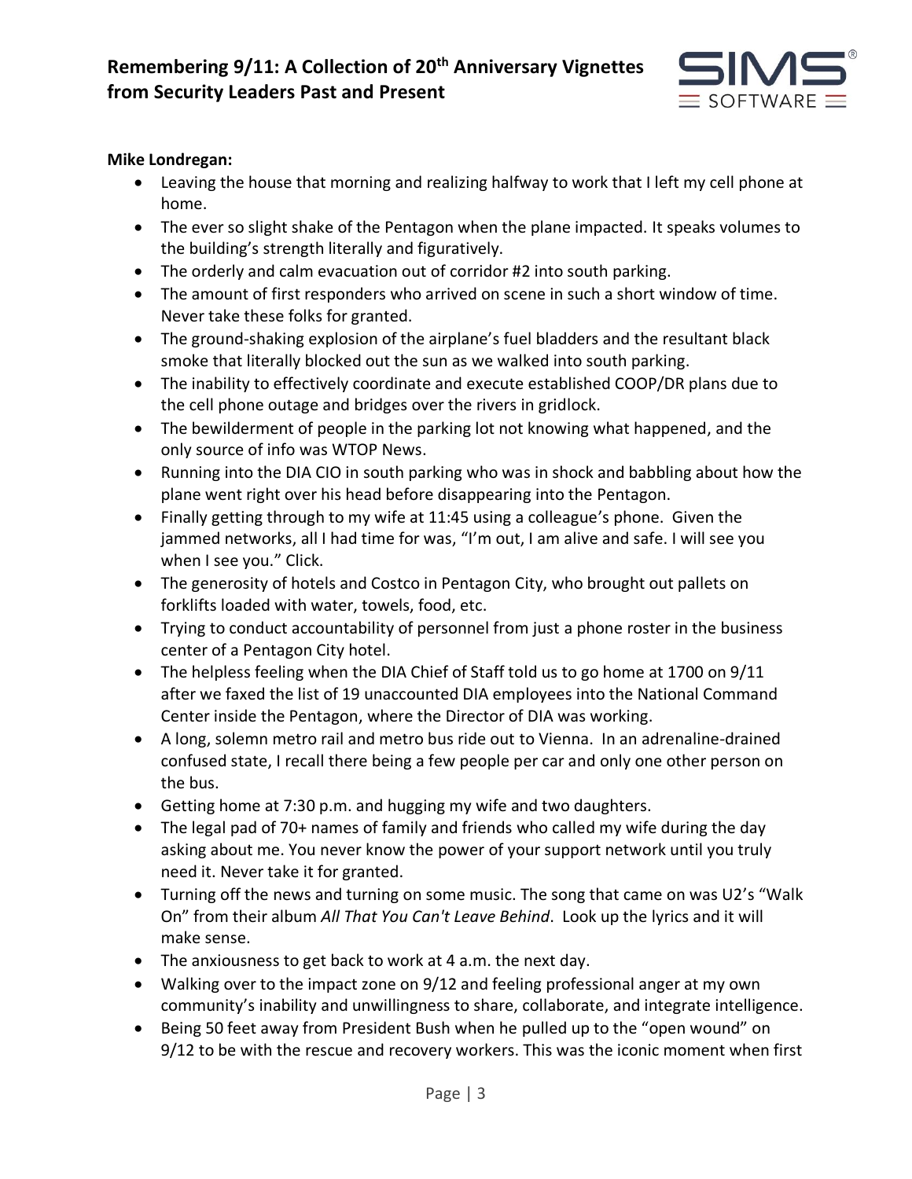**Mike Londregan:**

- Leaving the house that morning and realizing halfway to work that I left my cell phone at home.
- The ever so slight shake of the Pentagon when the plane impacted. It speaks volumes to the building's strength literally and figuratively.
- The orderly and calm evacuation out of corridor #2 into south parking.
- The amount of first responders who arrived on scene in such a short window of time. Never take these folks for granted.
- The ground-shaking explosion of the airplane's fuel bladders and the resultant black smoke that literally blocked out the sun as we walked into south parking.
- The inability to effectively coordinate and execute established COOP/DR plans due to the cell phone outage and bridges over the rivers in gridlock.
- The bewilderment of people in the parking lot not knowing what happened, and the only source of info was WTOP News.
- Running into the DIA CIO in south parking who was in shock and babbling about how the plane went right over his head before disappearing into the Pentagon.
- Finally getting through to my wife at 11:45 using a colleague's phone. Given the jammed networks, all I had time for was, "I'm out, I am alive and safe. I will see you when I see you." Click.
- The generosity of hotels and Costco in Pentagon City, who brought out pallets on forklifts loaded with water, towels, food, etc.
- Trying to conduct accountability of personnel from just a phone roster in the business center of a Pentagon City hotel.
- The helpless feeling when the DIA Chief of Staff told us to go home at 1700 on 9/11 after we faxed the list of 19 unaccounted DIA employees into the National Command Center inside the Pentagon, where the Director of DIA was working.
- A long, solemn metro rail and metro bus ride out to Vienna. In an adrenaline-drained confused state, I recall there being a few people per car and only one other person on the bus.
- Getting home at 7:30 p.m. and hugging my wife and two daughters.
- The legal pad of 70+ names of family and friends who called my wife during the day asking about me. You never know the power of your support network until you truly need it. Never take it for granted.
- Turning off the news and turning on some music. The song that came on was U2's "Walk On" from their album *All That You Can't Leave Behind*. Look up the lyrics and it will make sense.
- The anxiousness to get back to work at 4 a.m. the next day.
- Walking over to the impact zone on 9/12 and feeling professional anger at my own community's inability and unwillingness to share, collaborate, and integrate intelligence.
- Being 50 feet away from President Bush when he pulled up to the "open wound" on 9/12 to be with the rescue and recovery workers. This was the iconic moment when first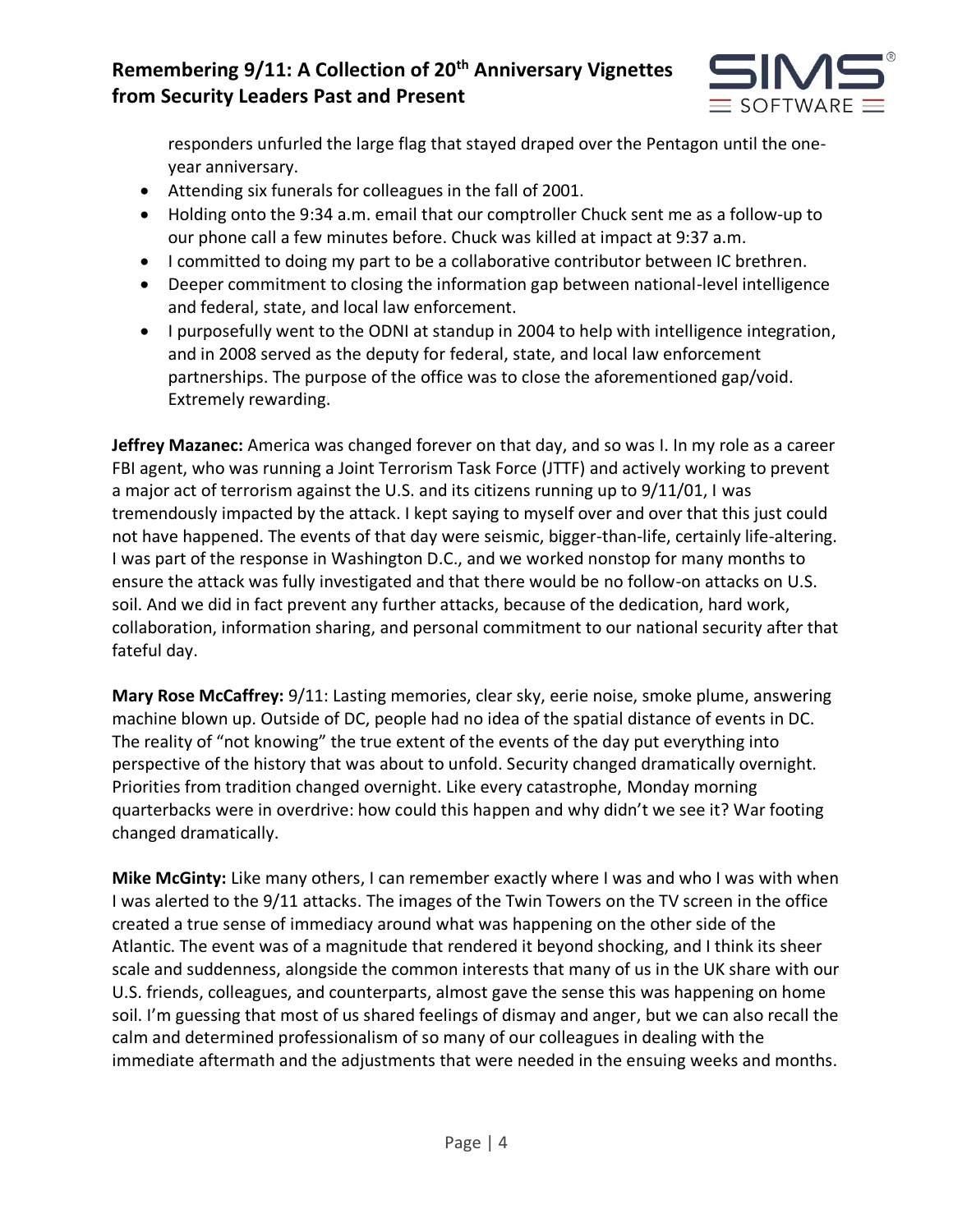responders unfurled the large flag that stayed draped over the Pentagon until the one-year anniversary.
- Attending six funerals for colleagues in the fall of 2001.
- Holding onto the 9:34 a.m. email that our comptroller Chuck sent me as a follow-up to our phone call a few minutes before. Chuck was killed at impact at 9:37 a.m.
- I committed to doing my part to be a collaborative contributor between IC brethren.
- Deeper commitment to closing the information gap between national-level intelligence and federal, state, and local law enforcement.
- I purposefully went to the ODNI at standup in 2004 to help with intelligence integration, and in 2008 served as the deputy for federal, state, and local law enforcement partnerships. The purpose of the office was to close the aforementioned gap/void. Extremely rewarding.

**Jeffrey Mazanec:** America was changed forever on that day, and so was I. In my role as a career FBI agent, who was running a Joint Terrorism Task Force (JTTF) and actively working to prevent a major act of terrorism against the U.S. and its citizens running up to 9/11/01, I was tremendously impacted by the attack. I kept saying to myself over and over that this just could not have happened. The events of that day were seismic, bigger-than-life, certainly life-altering. I was part of the response in Washington D.C., and we worked nonstop for many months to ensure the attack was fully investigated and that there would be no follow-on attacks on U.S. soil. And we did in fact prevent any further attacks, because of the dedication, hard work, collaboration, information sharing, and personal commitment to our national security after that fateful day.

**Mary Rose McCaffrey:** 9/11: Lasting memories, clear sky, eerie noise, smoke plume, answering machine blown up. Outside of DC, people had no idea of the spatial distance of events in DC. The reality of "not knowing" the true extent of the events of the day put everything into perspective of the history that was about to unfold. Security changed dramatically overnight. Priorities from tradition changed overnight. Like every catastrophe, Monday morning quarterbacks were in overdrive: how could this happen and why didn't we see it? War footing changed dramatically.

**Mike McGinty:** Like many others, I can remember exactly where I was and who I was with when I was alerted to the 9/11 attacks. The images of the Twin Towers on the TV screen in the office created a true sense of immediacy around what was happening on the other side of the Atlantic. The event was of a magnitude that rendered it beyond shocking, and I think its sheer scale and suddenness, alongside the common interests that many of us in the UK share with our U.S. friends, colleagues, and counterparts, almost gave the sense this was happening on home soil. I'm guessing that most of us shared feelings of dismay and anger, but we can also recall the calm and determined professionalism of so many of our colleagues in dealing with the immediate aftermath and the adjustments that were needed in the ensuing weeks and months.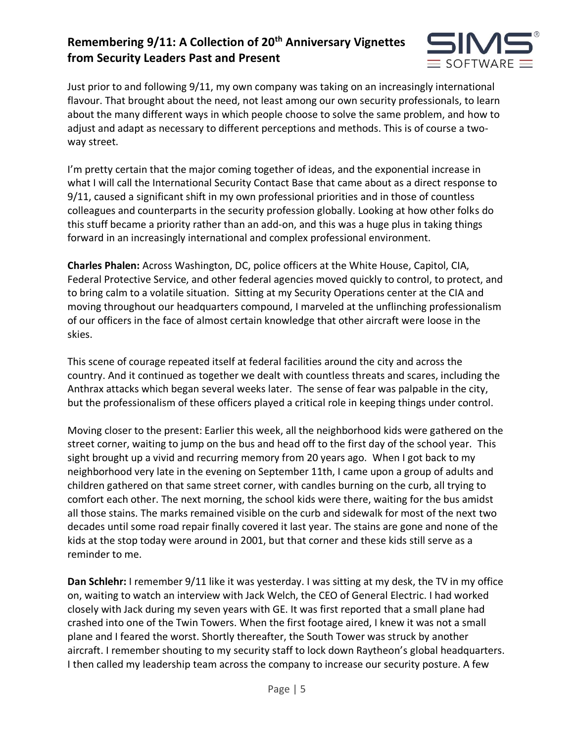Just prior to and following 9/11, my own company was taking on an increasingly international flavour. That brought about the need, not least among our own security professionals, to learn about the many different ways in which people choose to solve the same problem, and how to adjust and adapt as necessary to different perceptions and methods. This is of course a two-way street.

I'm pretty certain that the major coming together of ideas, and the exponential increase in what I will call the International Security Contact Base that came about as a direct response to 9/11, caused a significant shift in my own professional priorities and in those of countless colleagues and counterparts in the security profession globally. Looking at how other folks do this stuff became a priority rather than an add-on, and this was a huge plus in taking things forward in an increasingly international and complex professional environment.

**Charles Phalen:** Across Washington, DC, police officers at the White House, Capitol, CIA, Federal Protective Service, and other federal agencies moved quickly to control, to protect, and to bring calm to a volatile situation. Sitting at my Security Operations center at the CIA and moving throughout our headquarters compound, I marveled at the unflinching professionalism of our officers in the face of almost certain knowledge that other aircraft were loose in the skies.

This scene of courage repeated itself at federal facilities around the city and across the country. And it continued as together we dealt with countless threats and scares, including the Anthrax attacks which began several weeks later. The sense of fear was palpable in the city, but the professionalism of these officers played a critical role in keeping things under control.

Moving closer to the present: Earlier this week, all the neighborhood kids were gathered on the street corner, waiting to jump on the bus and head off to the first day of the school year. This sight brought up a vivid and recurring memory from 20 years ago. When I got back to my neighborhood very late in the evening on September 11th, I came upon a group of adults and children gathered on that same street corner, with candles burning on the curb, all trying to comfort each other. The next morning, the school kids were there, waiting for the bus amidst all those stains. The marks remained visible on the curb and sidewalk for most of the next two decades until some road repair finally covered it last year. The stains are gone and none of the kids at the stop today were around in 2001, but that corner and these kids still serve as a reminder to me.

**Dan Schlehr:** I remember 9/11 like it was yesterday. I was sitting at my desk, the TV in my office on, waiting to watch an interview with Jack Welch, the CEO of General Electric. I had worked closely with Jack during my seven years with GE. It was first reported that a small plane had crashed into one of the Twin Towers. When the first footage aired, I knew it was not a small plane and I feared the worst. Shortly thereafter, the South Tower was struck by another aircraft. I remember shouting to my security staff to lock down Raytheon's global headquarters. I then called my leadership team across the company to increase our security posture. A few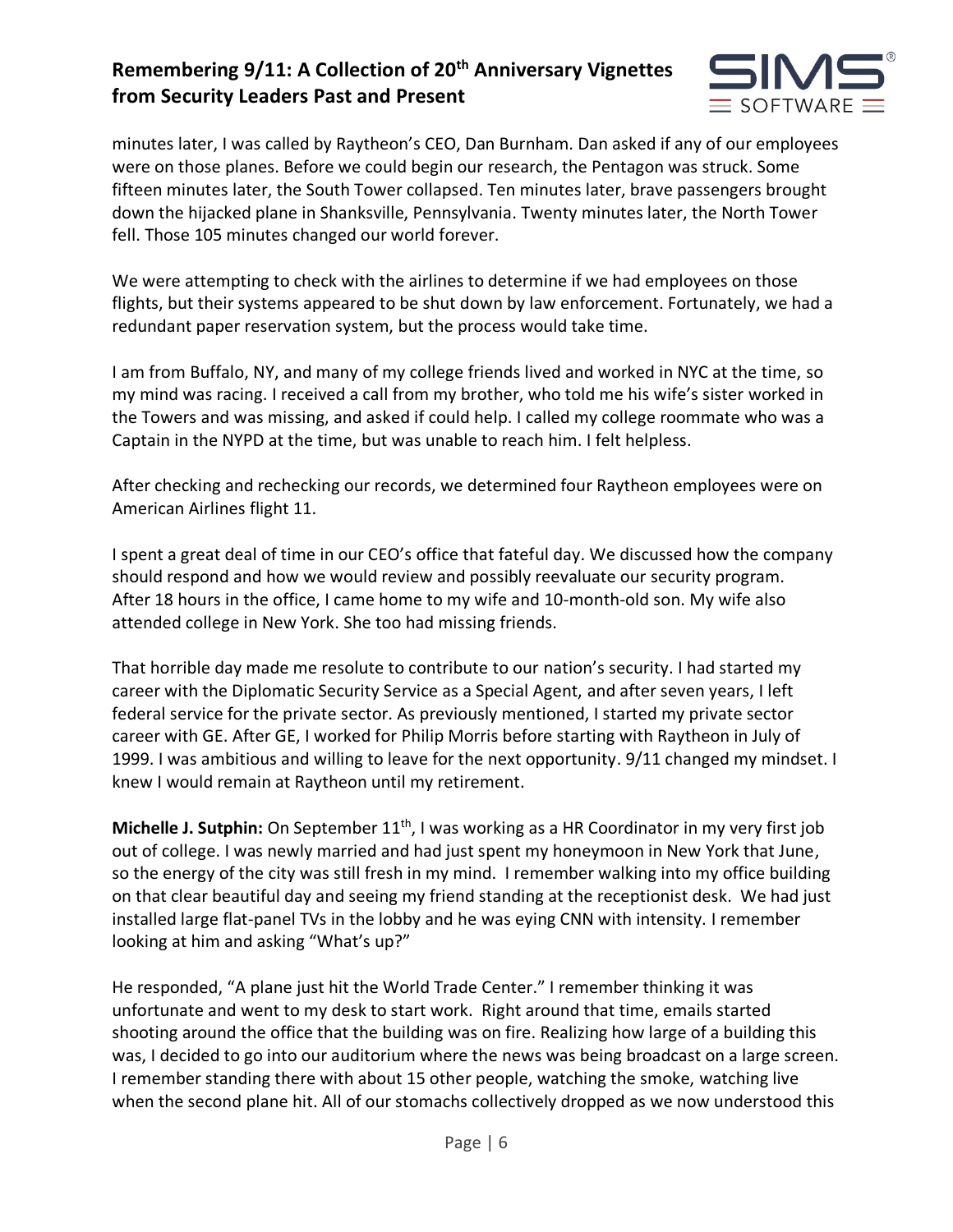minutes later, I was called by Raytheon's CEO, Dan Burnham. Dan asked if any of our employees were on those planes. Before we could begin our research, the Pentagon was struck. Some fifteen minutes later, the South Tower collapsed. Ten minutes later, brave passengers brought down the hijacked plane in Shanksville, Pennsylvania. Twenty minutes later, the North Tower fell. Those 105 minutes changed our world forever.

We were attempting to check with the airlines to determine if we had employees on those flights, but their systems appeared to be shut down by law enforcement. Fortunately, we had a redundant paper reservation system, but the process would take time.

I am from Buffalo, NY, and many of my college friends lived and worked in NYC at the time, so my mind was racing. I received a call from my brother, who told me his wife's sister worked in the Towers and was missing, and asked if could help. I called my college roommate who was a Captain in the NYPD at the time, but was unable to reach him. I felt helpless.

After checking and rechecking our records, we determined four Raytheon employees were on American Airlines flight 11.

I spent a great deal of time in our CEO's office that fateful day. We discussed how the company should respond and how we would review and possibly reevaluate our security program. After 18 hours in the office, I came home to my wife and 10-month-old son. My wife also attended college in New York. She too had missing friends.

That horrible day made me resolute to contribute to our nation's security. I had started my career with the Diplomatic Security Service as a Special Agent, and after seven years, I left federal service for the private sector. As previously mentioned, I started my private sector career with GE. After GE, I worked for Philip Morris before starting with Raytheon in July of 1999. I was ambitious and willing to leave for the next opportunity. 9/11 changed my mindset. I knew I would remain at Raytheon until my retirement.

**Michelle J. Sutphin:** On September 11th, I was working as a HR Coordinator in my very first job out of college. I was newly married and had just spent my honeymoon in New York that June, so the energy of the city was still fresh in my mind. I remember walking into my office building on that clear beautiful day and seeing my friend standing at the receptionist desk. We had just installed large flat-panel TVs in the lobby and he was eying CNN with intensity. I remember looking at him and asking "What's up?"

He responded, "A plane just hit the World Trade Center." I remember thinking it was unfortunate and went to my desk to start work. Right around that time, emails started shooting around the office that the building was on fire. Realizing how large of a building this was, I decided to go into our auditorium where the news was being broadcast on a large screen. I remember standing there with about 15 other people, watching the smoke, watching live when the second plane hit. All of our stomachs collectively dropped as we now understood this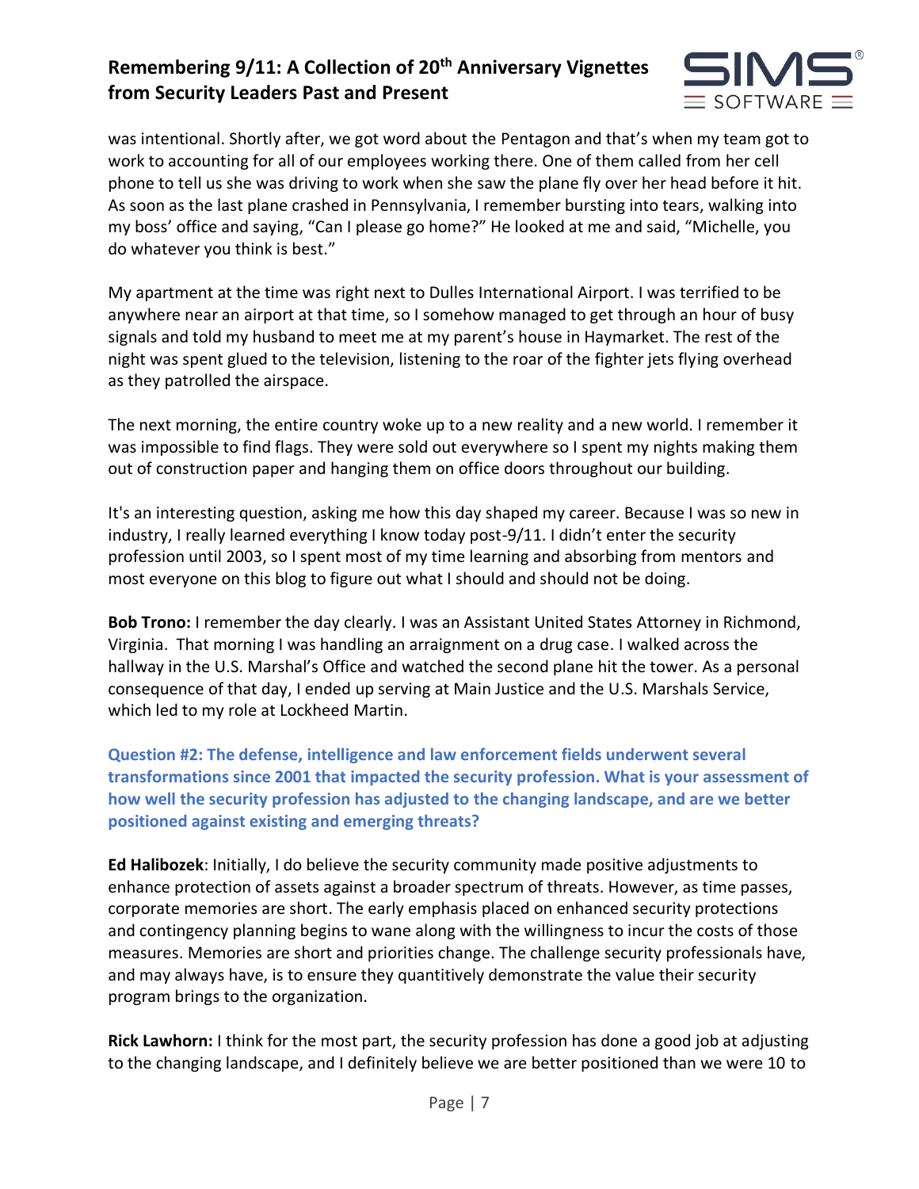was intentional. Shortly after, we got word about the Pentagon and that's when my team got to work to accounting for all of our employees working there. One of them called from her cell phone to tell us she was driving to work when she saw the plane fly over her head before it hit. As soon as the last plane crashed in Pennsylvania, I remember bursting into tears, walking into my boss' office and saying, "Can I please go home?" He looked at me and said, "Michelle, you do whatever you think is best."

My apartment at the time was right next to Dulles International Airport. I was terrified to be anywhere near an airport at that time, so I somehow managed to get through an hour of busy signals and told my husband to meet me at my parent's house in Haymarket. The rest of the night was spent glued to the television, listening to the roar of the fighter jets flying overhead as they patrolled the airspace.

The next morning, the entire country woke up to a new reality and a new world. I remember it was impossible to find flags. They were sold out everywhere so I spent my nights making them out of construction paper and hanging them on office doors throughout our building.

It's an interesting question, asking me how this day shaped my career. Because I was so new in industry, I really learned everything I know today post-9/11. I didn't enter the security profession until 2003, so I spent most of my time learning and absorbing from mentors and most everyone on this blog to figure out what I should and should not be doing.

**Bob Trono:** I remember the day clearly. I was an Assistant United States Attorney in Richmond, Virginia. That morning I was handling an arraignment on a drug case. I walked across the hallway in the U.S. Marshal's Office and watched the second plane hit the tower. As a personal consequence of that day, I ended up serving at Main Justice and the U.S. Marshals Service, which led to my role at Lockheed Martin.

**Question #2: The defense, intelligence and law enforcement fields underwent several transformations since 2001 that impacted the security profession. What is your assessment of how well the security profession has adjusted to the changing landscape, and are we better positioned against existing and emerging threats?**

**Ed Halibozek**: Initially, I do believe the security community made positive adjustments to enhance protection of assets against a broader spectrum of threats. However, as time passes, corporate memories are short. The early emphasis placed on enhanced security protections and contingency planning begins to wane along with the willingness to incur the costs of those measures. Memories are short and priorities change. The challenge security professionals have, and may always have, is to ensure they quantitively demonstrate the value their security program brings to the organization.

**Rick Lawhorn:** I think for the most part, the security profession has done a good job at adjusting to the changing landscape, and I definitely believe we are better positioned than we were 10 to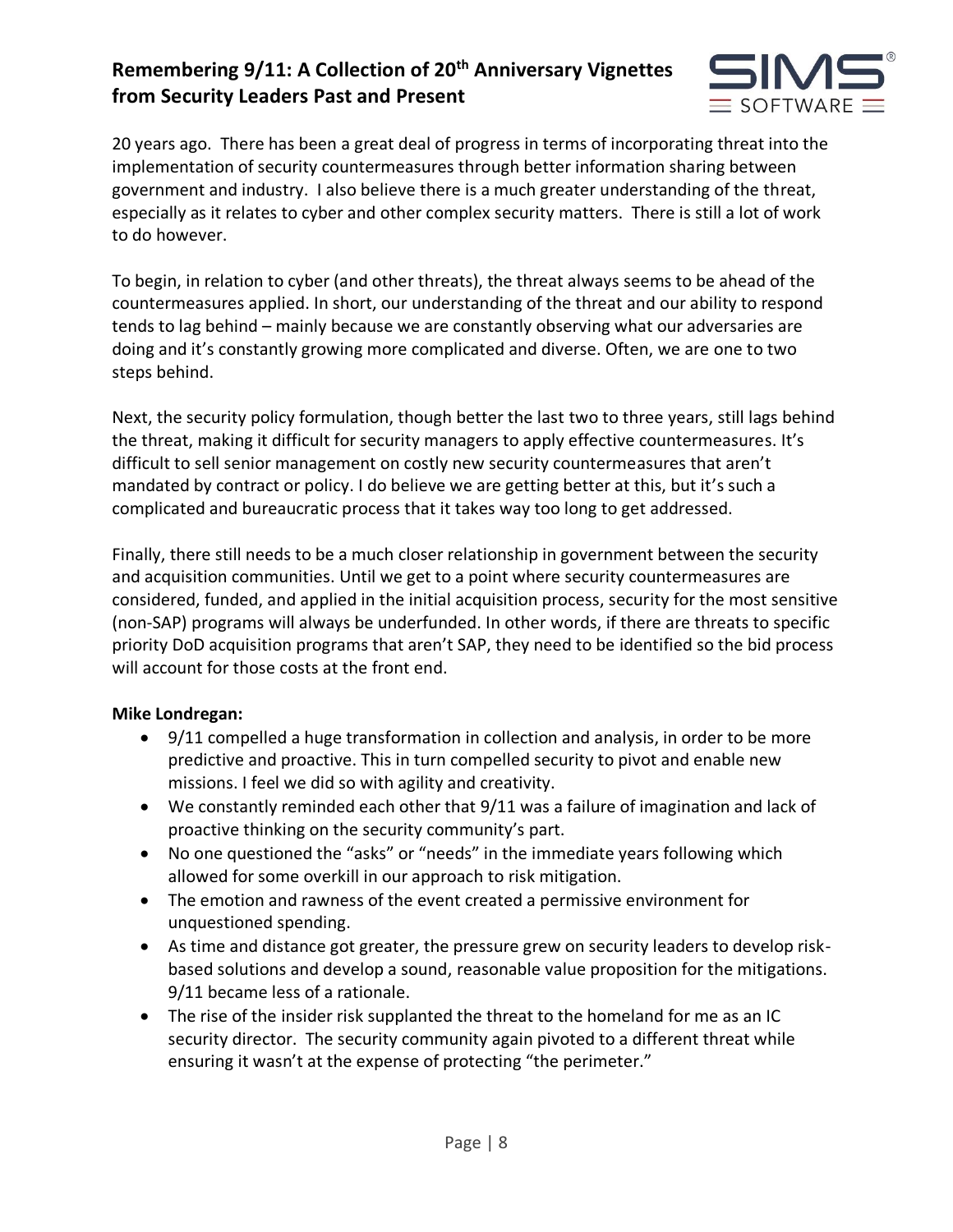20 years ago. There has been a great deal of progress in terms of incorporating threat into the implementation of security countermeasures through better information sharing between government and industry. I also believe there is a much greater understanding of the threat, especially as it relates to cyber and other complex security matters. There is still a lot of work to do however.

To begin, in relation to cyber (and other threats), the threat always seems to be ahead of the countermeasures applied. In short, our understanding of the threat and our ability to respond tends to lag behind – mainly because we are constantly observing what our adversaries are doing and it's constantly growing more complicated and diverse. Often, we are one to two steps behind.

Next, the security policy formulation, though better the last two to three years, still lags behind the threat, making it difficult for security managers to apply effective countermeasures. It's difficult to sell senior management on costly new security countermeasures that aren't mandated by contract or policy. I do believe we are getting better at this, but it's such a complicated and bureaucratic process that it takes way too long to get addressed.

Finally, there still needs to be a much closer relationship in government between the security and acquisition communities. Until we get to a point where security countermeasures are considered, funded, and applied in the initial acquisition process, security for the most sensitive (non-SAP) programs will always be underfunded. In other words, if there are threats to specific priority DoD acquisition programs that aren't SAP, they need to be identified so the bid process will account for those costs at the front end.

**Mike Londregan:**

- 9/11 compelled a huge transformation in collection and analysis, in order to be more predictive and proactive. This in turn compelled security to pivot and enable new missions. I feel we did so with agility and creativity.
- We constantly reminded each other that 9/11 was a failure of imagination and lack of proactive thinking on the security community's part.
- No one questioned the "asks" or "needs" in the immediate years following which allowed for some overkill in our approach to risk mitigation.
- The emotion and rawness of the event created a permissive environment for unquestioned spending.
- As time and distance got greater, the pressure grew on security leaders to develop risk-based solutions and develop a sound, reasonable value proposition for the mitigations. 9/11 became less of a rationale.
- The rise of the insider risk supplanted the threat to the homeland for me as an IC security director. The security community again pivoted to a different threat while ensuring it wasn't at the expense of protecting "the perimeter."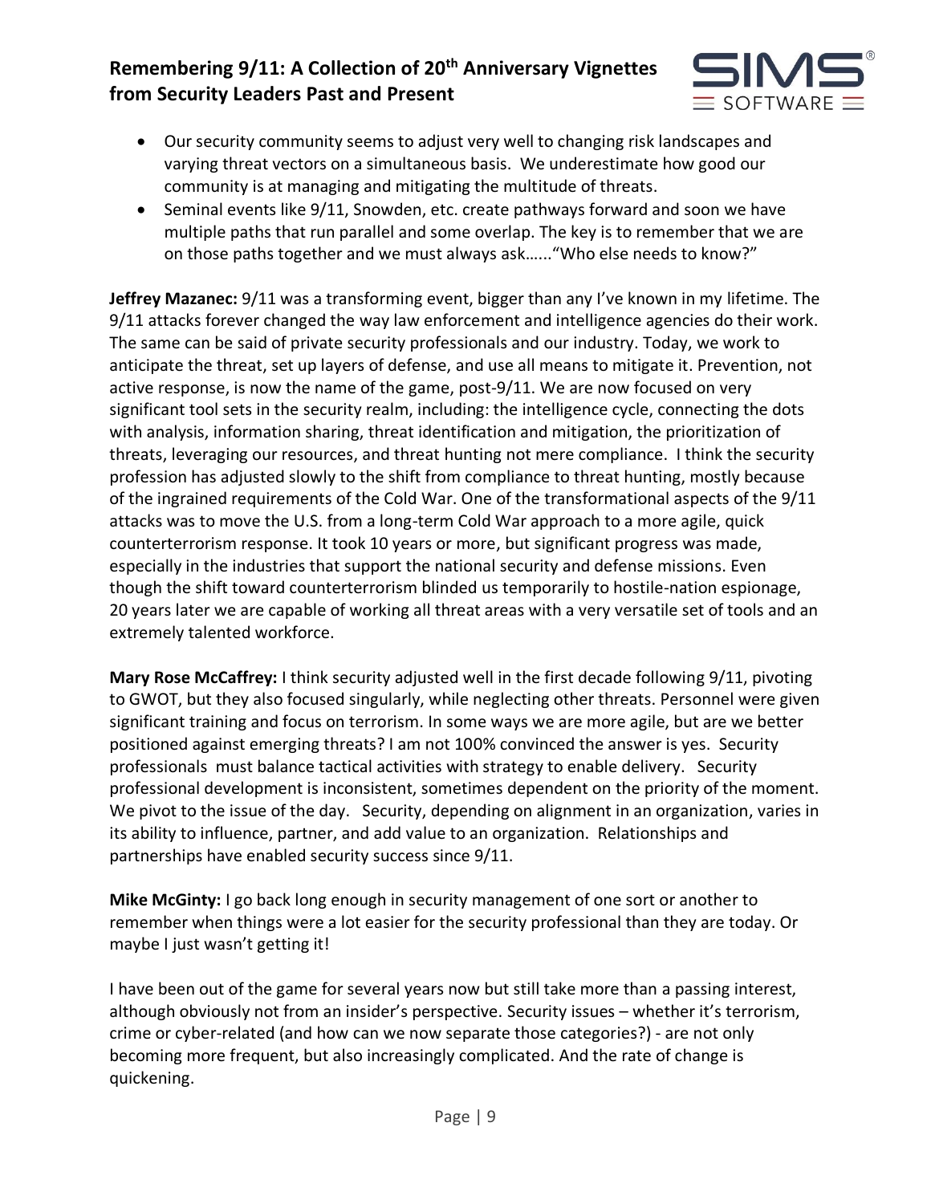- Our security community seems to adjust very well to changing risk landscapes and varying threat vectors on a simultaneous basis. We underestimate how good our community is at managing and mitigating the multitude of threats.
- Seminal events like 9/11, Snowden, etc. create pathways forward and soon we have multiple paths that run parallel and some overlap. The key is to remember that we are on those paths together and we must always ask……"Who else needs to know?"

**Jeffrey Mazanec:** 9/11 was a transforming event, bigger than any I've known in my lifetime. The 9/11 attacks forever changed the way law enforcement and intelligence agencies do their work. The same can be said of private security professionals and our industry. Today, we work to anticipate the threat, set up layers of defense, and use all means to mitigate it. Prevention, not active response, is now the name of the game, post-9/11. We are now focused on very significant tool sets in the security realm, including: the intelligence cycle, connecting the dots with analysis, information sharing, threat identification and mitigation, the prioritization of threats, leveraging our resources, and threat hunting not mere compliance. I think the security profession has adjusted slowly to the shift from compliance to threat hunting, mostly because of the ingrained requirements of the Cold War. One of the transformational aspects of the 9/11 attacks was to move the U.S. from a long-term Cold War approach to a more agile, quick counterterrorism response. It took 10 years or more, but significant progress was made, especially in the industries that support the national security and defense missions. Even though the shift toward counterterrorism blinded us temporarily to hostile-nation espionage, 20 years later we are capable of working all threat areas with a very versatile set of tools and an extremely talented workforce.

**Mary Rose McCaffrey:** I think security adjusted well in the first decade following 9/11, pivoting to GWOT, but they also focused singularly, while neglecting other threats. Personnel were given significant training and focus on terrorism. In some ways we are more agile, but are we better positioned against emerging threats? I am not 100% convinced the answer is yes. Security professionals must balance tactical activities with strategy to enable delivery. Security professional development is inconsistent, sometimes dependent on the priority of the moment. We pivot to the issue of the day. Security, depending on alignment in an organization, varies in its ability to influence, partner, and add value to an organization. Relationships and partnerships have enabled security success since 9/11.

**Mike McGinty:** I go back long enough in security management of one sort or another to remember when things were a lot easier for the security professional than they are today. Or maybe I just wasn't getting it!

I have been out of the game for several years now but still take more than a passing interest, although obviously not from an insider's perspective. Security issues – whether it's terrorism, crime or cyber-related (and how can we now separate those categories?) - are not only becoming more frequent, but also increasingly complicated. And the rate of change is quickening.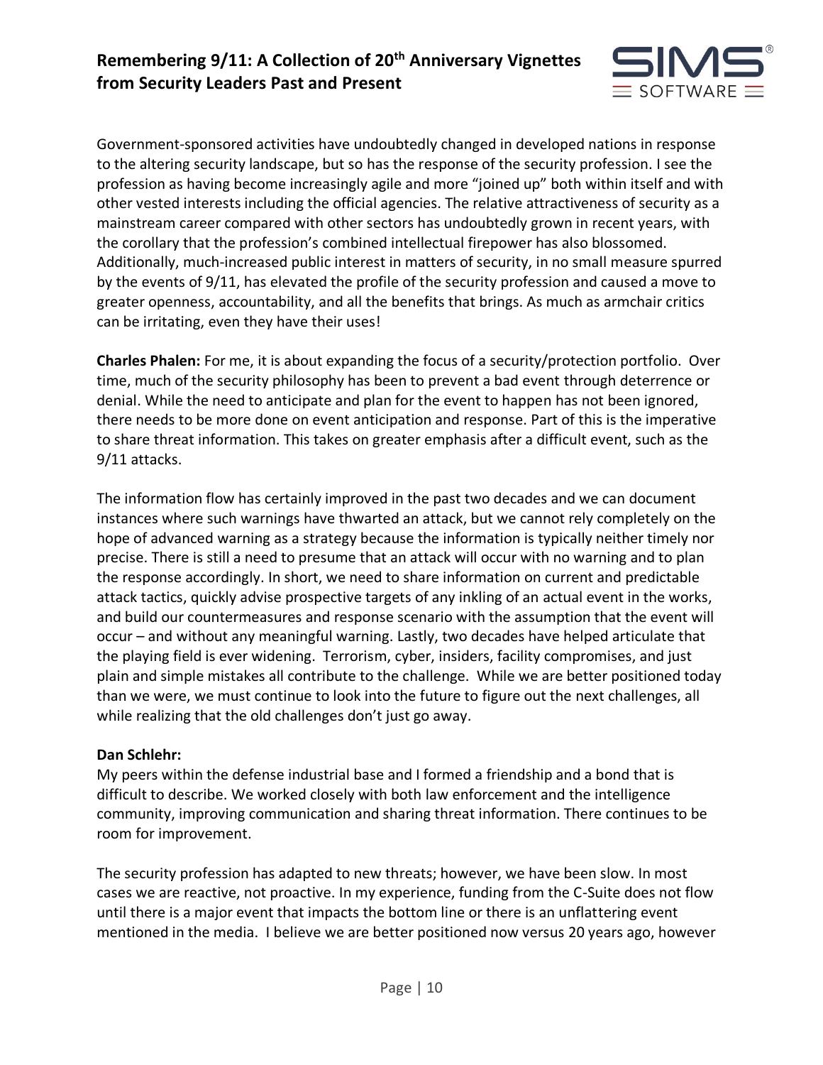Government-sponsored activities have undoubtedly changed in developed nations in response to the altering security landscape, but so has the response of the security profession. I see the profession as having become increasingly agile and more "joined up" both within itself and with other vested interests including the official agencies. The relative attractiveness of security as a mainstream career compared with other sectors has undoubtedly grown in recent years, with the corollary that the profession's combined intellectual firepower has also blossomed. Additionally, much-increased public interest in matters of security, in no small measure spurred by the events of 9/11, has elevated the profile of the security profession and caused a move to greater openness, accountability, and all the benefits that brings. As much as armchair critics can be irritating, even they have their uses!

**Charles Phalen:** For me, it is about expanding the focus of a security/protection portfolio. Over time, much of the security philosophy has been to prevent a bad event through deterrence or denial. While the need to anticipate and plan for the event to happen has not been ignored, there needs to be more done on event anticipation and response. Part of this is the imperative to share threat information. This takes on greater emphasis after a difficult event, such as the 9/11 attacks.

The information flow has certainly improved in the past two decades and we can document instances where such warnings have thwarted an attack, but we cannot rely completely on the hope of advanced warning as a strategy because the information is typically neither timely nor precise. There is still a need to presume that an attack will occur with no warning and to plan the response accordingly. In short, we need to share information on current and predictable attack tactics, quickly advise prospective targets of any inkling of an actual event in the works, and build our countermeasures and response scenario with the assumption that the event will occur – and without any meaningful warning. Lastly, two decades have helped articulate that the playing field is ever widening. Terrorism, cyber, insiders, facility compromises, and just plain and simple mistakes all contribute to the challenge. While we are better positioned today than we were, we must continue to look into the future to figure out the next challenges, all while realizing that the old challenges don't just go away.

**Dan Schlehr:**

My peers within the defense industrial base and I formed a friendship and a bond that is difficult to describe. We worked closely with both law enforcement and the intelligence community, improving communication and sharing threat information. There continues to be room for improvement.

The security profession has adapted to new threats; however, we have been slow. In most cases we are reactive, not proactive. In my experience, funding from the C-Suite does not flow until there is a major event that impacts the bottom line or there is an unflattering event mentioned in the media. I believe we are better positioned now versus 20 years ago, however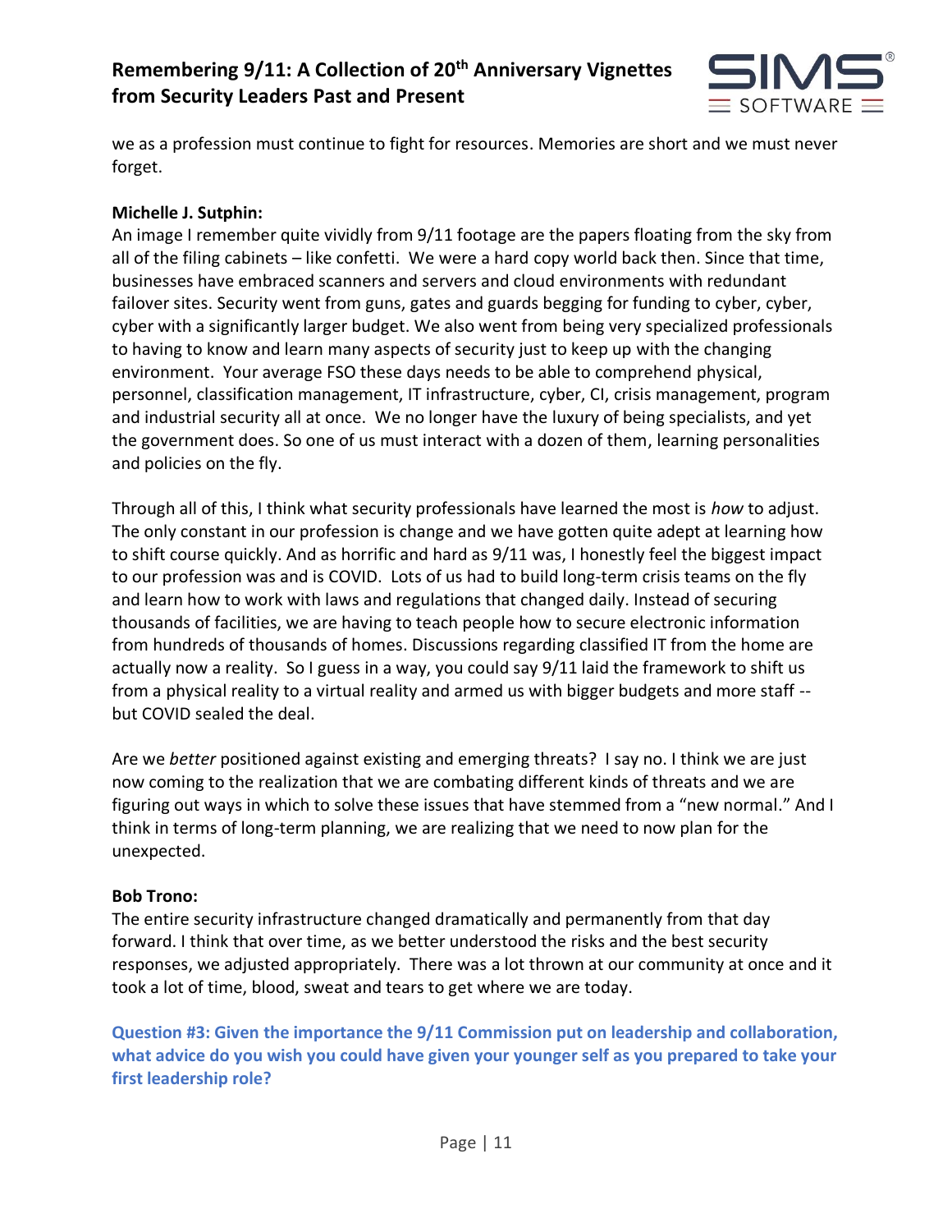we as a profession must continue to fight for resources. Memories are short and we must never forget.

**Michelle J. Sutphin:**
An image I remember quite vividly from 9/11 footage are the papers floating from the sky from all of the filing cabinets – like confetti. We were a hard copy world back then. Since that time, businesses have embraced scanners and servers and cloud environments with redundant failover sites. Security went from guns, gates and guards begging for funding to cyber, cyber, cyber with a significantly larger budget. We also went from being very specialized professionals to having to know and learn many aspects of security just to keep up with the changing environment. Your average FSO these days needs to be able to comprehend physical, personnel, classification management, IT infrastructure, cyber, CI, crisis management, program and industrial security all at once. We no longer have the luxury of being specialists, and yet the government does. So one of us must interact with a dozen of them, learning personalities and policies on the fly.

Through all of this, I think what security professionals have learned the most is *how* to adjust. The only constant in our profession is change and we have gotten quite adept at learning how to shift course quickly. And as horrific and hard as 9/11 was, I honestly feel the biggest impact to our profession was and is COVID. Lots of us had to build long-term crisis teams on the fly and learn how to work with laws and regulations that changed daily. Instead of securing thousands of facilities, we are having to teach people how to secure electronic information from hundreds of thousands of homes. Discussions regarding classified IT from the home are actually now a reality. So I guess in a way, you could say 9/11 laid the framework to shift us from a physical reality to a virtual reality and armed us with bigger budgets and more staff -- but COVID sealed the deal.

Are we *better* positioned against existing and emerging threats? I say no. I think we are just now coming to the realization that we are combating different kinds of threats and we are figuring out ways in which to solve these issues that have stemmed from a "new normal." And I think in terms of long-term planning, we are realizing that we need to now plan for the unexpected.

**Bob Trono:**
The entire security infrastructure changed dramatically and permanently from that day forward. I think that over time, as we better understood the risks and the best security responses, we adjusted appropriately. There was a lot thrown at our community at once and it took a lot of time, blood, sweat and tears to get where we are today.

### Question #3: Given the importance the 9/11 Commission put on leadership and collaboration, what advice do you wish you could have given your younger self as you prepared to take your first leadership role?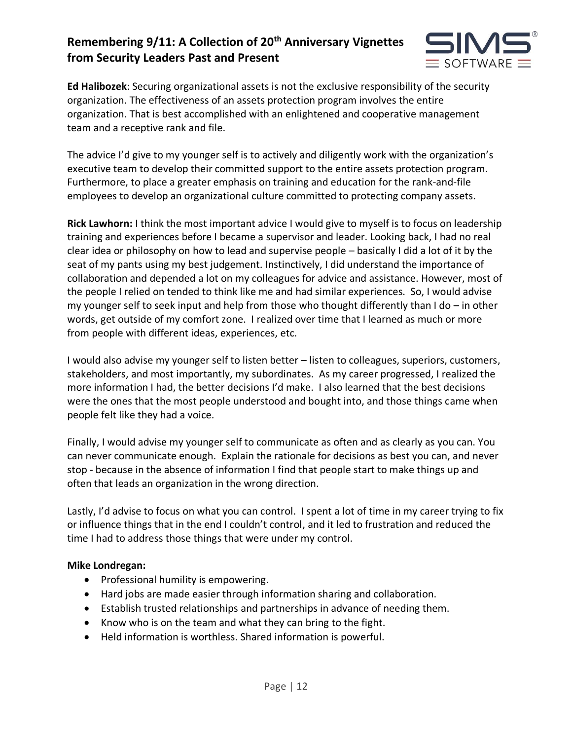**Ed Halibozek**: Securing organizational assets is not the exclusive responsibility of the security organization. The effectiveness of an assets protection program involves the entire organization. That is best accomplished with an enlightened and cooperative management team and a receptive rank and file.

The advice I'd give to my younger self is to actively and diligently work with the organization's executive team to develop their committed support to the entire assets protection program. Furthermore, to place a greater emphasis on training and education for the rank-and-file employees to develop an organizational culture committed to protecting company assets.

**Rick Lawhorn:** I think the most important advice I would give to myself is to focus on leadership training and experiences before I became a supervisor and leader. Looking back, I had no real clear idea or philosophy on how to lead and supervise people – basically I did a lot of it by the seat of my pants using my best judgement. Instinctively, I did understand the importance of collaboration and depended a lot on my colleagues for advice and assistance. However, most of the people I relied on tended to think like me and had similar experiences. So, I would advise my younger self to seek input and help from those who thought differently than I do – in other words, get outside of my comfort zone. I realized over time that I learned as much or more from people with different ideas, experiences, etc.

I would also advise my younger self to listen better – listen to colleagues, superiors, customers, stakeholders, and most importantly, my subordinates. As my career progressed, I realized the more information I had, the better decisions I'd make. I also learned that the best decisions were the ones that the most people understood and bought into, and those things came when people felt like they had a voice.

Finally, I would advise my younger self to communicate as often and as clearly as you can. You can never communicate enough. Explain the rationale for decisions as best you can, and never stop - because in the absence of information I find that people start to make things up and often that leads an organization in the wrong direction.

Lastly, I'd advise to focus on what you can control. I spent a lot of time in my career trying to fix or influence things that in the end I couldn't control, and it led to frustration and reduced the time I had to address those things that were under my control.

**Mike Londregan:**

- Professional humility is empowering.
- Hard jobs are made easier through information sharing and collaboration.
- Establish trusted relationships and partnerships in advance of needing them.
- Know who is on the team and what they can bring to the fight.
- Held information is worthless. Shared information is powerful.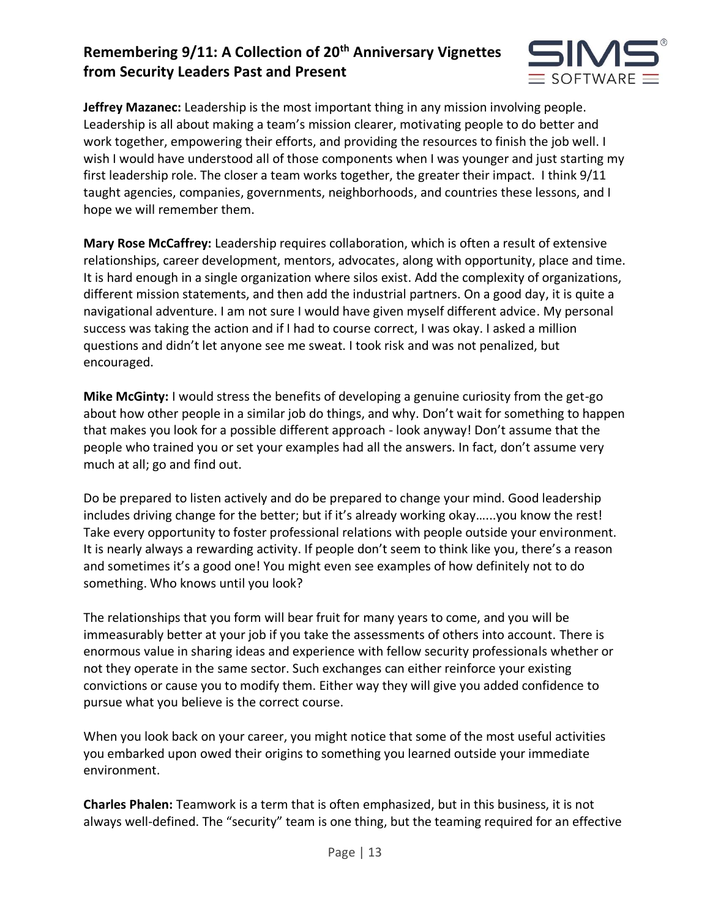**Jeffrey Mazanec:** Leadership is the most important thing in any mission involving people. Leadership is all about making a team's mission clearer, motivating people to do better and work together, empowering their efforts, and providing the resources to finish the job well. I wish I would have understood all of those components when I was younger and just starting my first leadership role. The closer a team works together, the greater their impact. I think 9/11 taught agencies, companies, governments, neighborhoods, and countries these lessons, and I hope we will remember them.

**Mary Rose McCaffrey:** Leadership requires collaboration, which is often a result of extensive relationships, career development, mentors, advocates, along with opportunity, place and time. It is hard enough in a single organization where silos exist. Add the complexity of organizations, different mission statements, and then add the industrial partners. On a good day, it is quite a navigational adventure. I am not sure I would have given myself different advice. My personal success was taking the action and if I had to course correct, I was okay. I asked a million questions and didn't let anyone see me sweat. I took risk and was not penalized, but encouraged.

**Mike McGinty:** I would stress the benefits of developing a genuine curiosity from the get-go about how other people in a similar job do things, and why. Don't wait for something to happen that makes you look for a possible different approach - look anyway! Don't assume that the people who trained you or set your examples had all the answers. In fact, don't assume very much at all; go and find out.

Do be prepared to listen actively and do be prepared to change your mind. Good leadership includes driving change for the better; but if it's already working okay…...you know the rest! Take every opportunity to foster professional relations with people outside your environment. It is nearly always a rewarding activity. If people don't seem to think like you, there's a reason and sometimes it's a good one! You might even see examples of how definitely not to do something. Who knows until you look?

The relationships that you form will bear fruit for many years to come, and you will be immeasurably better at your job if you take the assessments of others into account. There is enormous value in sharing ideas and experience with fellow security professionals whether or not they operate in the same sector. Such exchanges can either reinforce your existing convictions or cause you to modify them. Either way they will give you added confidence to pursue what you believe is the correct course.

When you look back on your career, you might notice that some of the most useful activities you embarked upon owed their origins to something you learned outside your immediate environment.

**Charles Phalen:** Teamwork is a term that is often emphasized, but in this business, it is not always well-defined. The "security" team is one thing, but the teaming required for an effective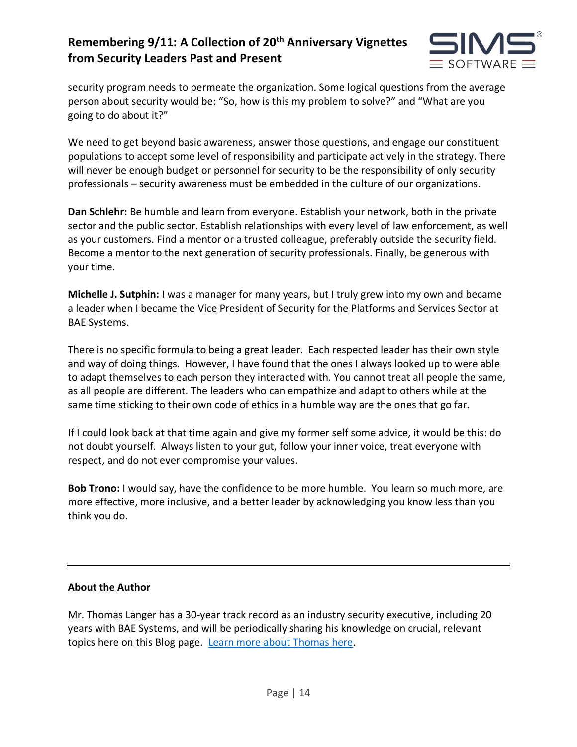security program needs to permeate the organization. Some logical questions from the average person about security would be: "So, how is this my problem to solve?" and "What are you going to do about it?"

We need to get beyond basic awareness, answer those questions, and engage our constituent populations to accept some level of responsibility and participate actively in the strategy. There will never be enough budget or personnel for security to be the responsibility of only security professionals – security awareness must be embedded in the culture of our organizations.

**Dan Schlehr:** Be humble and learn from everyone. Establish your network, both in the private sector and the public sector. Establish relationships with every level of law enforcement, as well as your customers. Find a mentor or a trusted colleague, preferably outside the security field. Become a mentor to the next generation of security professionals. Finally, be generous with your time.

**Michelle J. Sutphin:** I was a manager for many years, but I truly grew into my own and became a leader when I became the Vice President of Security for the Platforms and Services Sector at BAE Systems.

There is no specific formula to being a great leader. Each respected leader has their own style and way of doing things. However, I have found that the ones I always looked up to were able to adapt themselves to each person they interacted with. You cannot treat all people the same, as all people are different. The leaders who can empathize and adapt to others while at the same time sticking to their own code of ethics in a humble way are the ones that go far.

If I could look back at that time again and give my former self some advice, it would be this: do not doubt yourself. Always listen to your gut, follow your inner voice, treat everyone with respect, and do not ever compromise your values.

**Bob Trono:** I would say, have the confidence to be more humble. You learn so much more, are more effective, more inclusive, and a better leader by acknowledging you know less than you think you do.

---

**About the Author**

Mr. Thomas Langer has a 30-year track record as an industry security executive, including 20 years with BAE Systems, and will be periodically sharing his knowledge on crucial, relevant topics here on this Blog page. [Learn more about Thomas here](#).